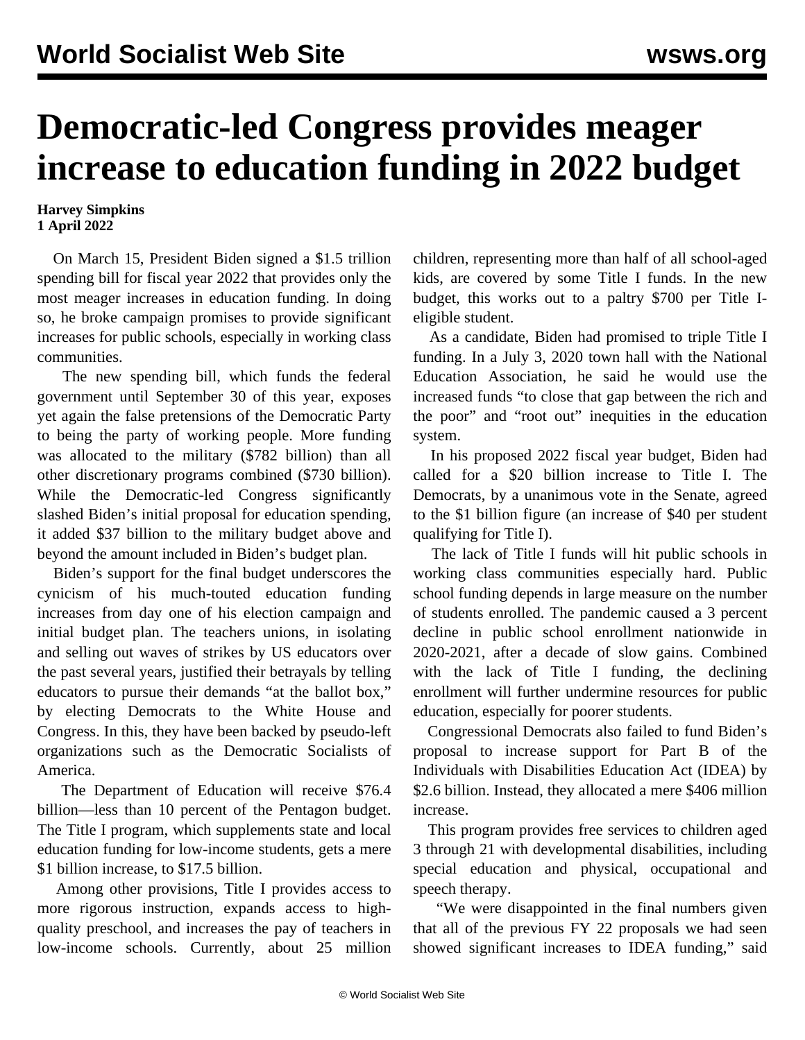# Democratic-led Congress provides meager increase to education funding in 2022 budget

**Harvey Simpkins**
**1 April 2022**

On March 15, President Biden signed a $1.5 trillion spending bill for fiscal year 2022 that provides only the most meager increases in education funding. In doing so, he broke campaign promises to provide significant increases for public schools, especially in working class communities.

The new spending bill, which funds the federal government until September 30 of this year, exposes yet again the false pretensions of the Democratic Party to being the party of working people. More funding was allocated to the military ($782 billion) than all other discretionary programs combined ($730 billion). While the Democratic-led Congress significantly slashed Biden's initial proposal for education spending, it added $37 billion to the military budget above and beyond the amount included in Biden's budget plan.

Biden's support for the final budget underscores the cynicism of his much-touted education funding increases from day one of his election campaign and initial budget plan. The teachers unions, in isolating and selling out waves of strikes by US educators over the past several years, justified their betrayals by telling educators to pursue their demands "at the ballot box," by electing Democrats to the White House and Congress. In this, they have been backed by pseudo-left organizations such as the Democratic Socialists of America.

The Department of Education will receive $76.4 billion—less than 10 percent of the Pentagon budget. The Title I program, which supplements state and local education funding for low-income students, gets a mere $1 billion increase, to $17.5 billion.

Among other provisions, Title I provides access to more rigorous instruction, expands access to high-quality preschool, and increases the pay of teachers in low-income schools. Currently, about 25 million children, representing more than half of all school-aged kids, are covered by some Title I funds. In the new budget, this works out to a paltry $700 per Title I-eligible student.

As a candidate, Biden had promised to triple Title I funding. In a July 3, 2020 town hall with the National Education Association, he said he would use the increased funds "to close that gap between the rich and the poor" and "root out" inequities in the education system.

In his proposed 2022 fiscal year budget, Biden had called for a $20 billion increase to Title I. The Democrats, by a unanimous vote in the Senate, agreed to the $1 billion figure (an increase of $40 per student qualifying for Title I).

The lack of Title I funds will hit public schools in working class communities especially hard. Public school funding depends in large measure on the number of students enrolled. The pandemic caused a 3 percent decline in public school enrollment nationwide in 2020-2021, after a decade of slow gains. Combined with the lack of Title I funding, the declining enrollment will further undermine resources for public education, especially for poorer students.

Congressional Democrats also failed to fund Biden's proposal to increase support for Part B of the Individuals with Disabilities Education Act (IDEA) by $2.6 billion. Instead, they allocated a mere $406 million increase.

This program provides free services to children aged 3 through 21 with developmental disabilities, including special education and physical, occupational and speech therapy.

"We were disappointed in the final numbers given that all of the previous FY 22 proposals we had seen showed significant increases to IDEA funding," said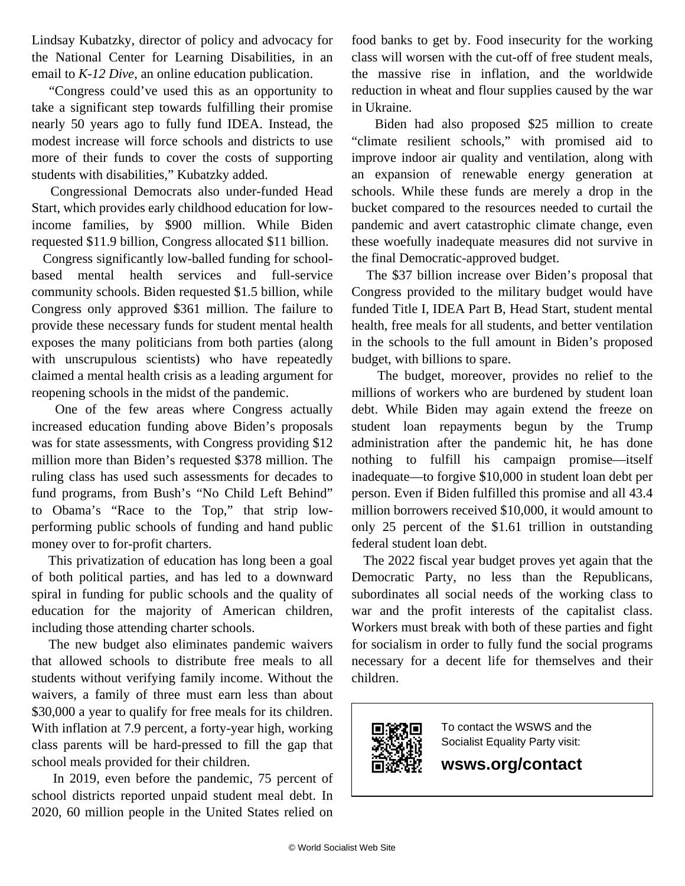Lindsay Kubatzky, director of policy and advocacy for the National Center for Learning Disabilities, in an email to *K-12 Dive*, an online education publication.

"Congress could've used this as an opportunity to take a significant step towards fulfilling their promise nearly 50 years ago to fully fund IDEA. Instead, the modest increase will force schools and districts to use more of their funds to cover the costs of supporting students with disabilities," Kubatzky added.

Congressional Democrats also under-funded Head Start, which provides early childhood education for low-income families, by $900 million. While Biden requested $11.9 billion, Congress allocated $11 billion.

Congress significantly low-balled funding for school-based mental health services and full-service community schools. Biden requested $1.5 billion, while Congress only approved $361 million. The failure to provide these necessary funds for student mental health exposes the many politicians from both parties (along with unscrupulous scientists) who have repeatedly claimed a mental health crisis as a leading argument for reopening schools in the midst of the pandemic.

One of the few areas where Congress actually increased education funding above Biden's proposals was for state assessments, with Congress providing $12 million more than Biden's requested $378 million. The ruling class has used such assessments for decades to fund programs, from Bush's "No Child Left Behind" to Obama's "Race to the Top," that strip low-performing public schools of funding and hand public money over to for-profit charters.

This privatization of education has long been a goal of both political parties, and has led to a downward spiral in funding for public schools and the quality of education for the majority of American children, including those attending charter schools.

The new budget also eliminates pandemic waivers that allowed schools to distribute free meals to all students without verifying family income. Without the waivers, a family of three must earn less than about $30,000 a year to qualify for free meals for its children. With inflation at 7.9 percent, a forty-year high, working class parents will be hard-pressed to fill the gap that school meals provided for their children.

In 2019, even before the pandemic, 75 percent of school districts reported unpaid student meal debt. In 2020, 60 million people in the United States relied on food banks to get by. Food insecurity for the working class will worsen with the cut-off of free student meals, the massive rise in inflation, and the worldwide reduction in wheat and flour supplies caused by the war in Ukraine.

Biden had also proposed $25 million to create "climate resilient schools," with promised aid to improve indoor air quality and ventilation, along with an expansion of renewable energy generation at schools. While these funds are merely a drop in the bucket compared to the resources needed to curtail the pandemic and avert catastrophic climate change, even these woefully inadequate measures did not survive in the final Democratic-approved budget.

The $37 billion increase over Biden's proposal that Congress provided to the military budget would have funded Title I, IDEA Part B, Head Start, student mental health, free meals for all students, and better ventilation in the schools to the full amount in Biden's proposed budget, with billions to spare.

The budget, moreover, provides no relief to the millions of workers who are burdened by student loan debt. While Biden may again extend the freeze on student loan repayments begun by the Trump administration after the pandemic hit, he has done nothing to fulfill his campaign promise—itself inadequate—to forgive $10,000 in student loan debt per person. Even if Biden fulfilled this promise and all 43.4 million borrowers received $10,000, it would amount to only 25 percent of the $1.61 trillion in outstanding federal student loan debt.

The 2022 fiscal year budget proves yet again that the Democratic Party, no less than the Republicans, subordinates all social needs of the working class to war and the profit interests of the capitalist class. Workers must break with both of these parties and fight for socialism in order to fully fund the social programs necessary for a decent life for themselves and their children.

To contact the WSWS and the Socialist Equality Party visit:

**wsws.org/contact**